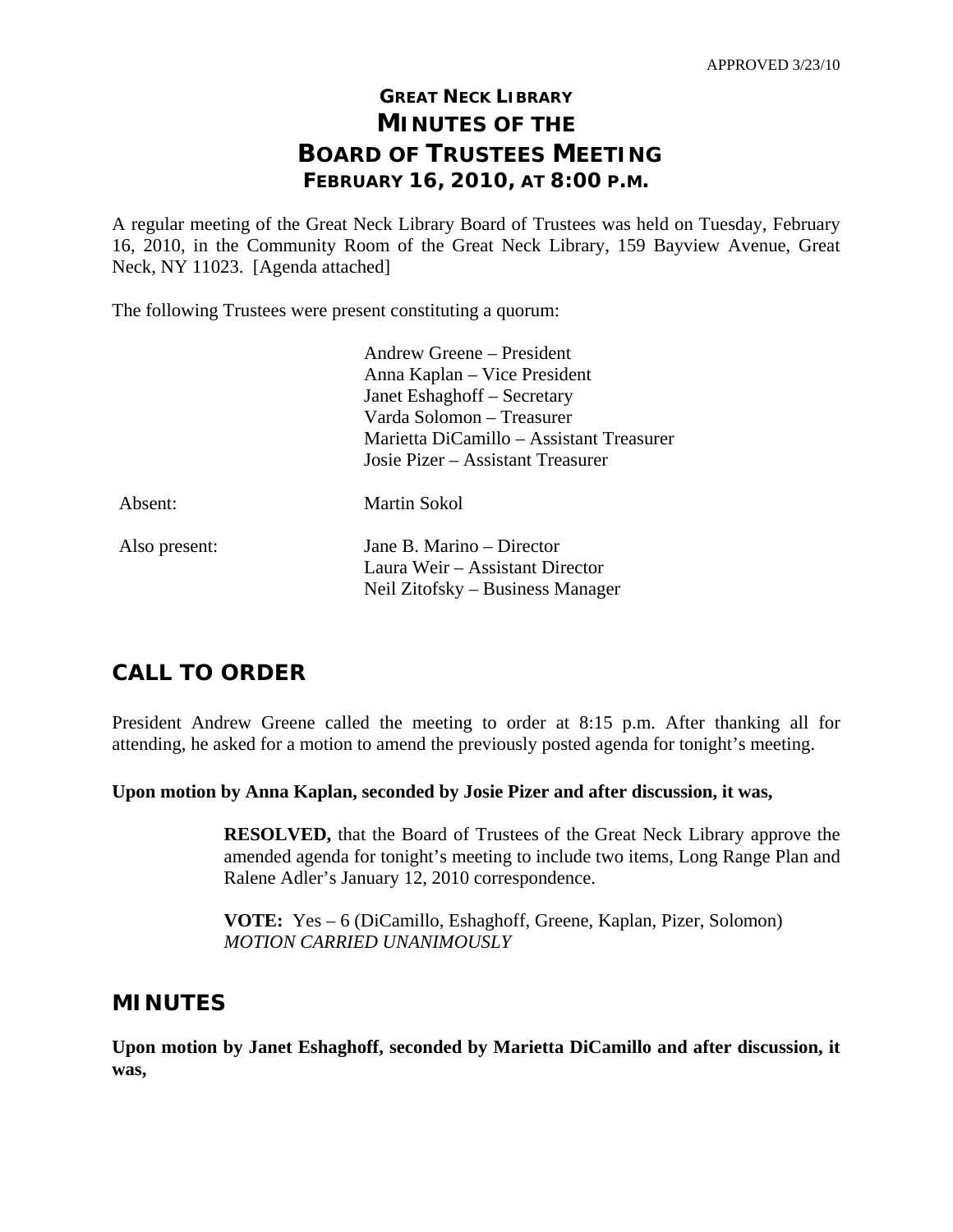APPROVED 3/23/10

# GREAT NECK LIBRARY
# MINUTES OF THE
# BOARD OF TRUSTEES MEETING
## FEBRUARY 16, 2010, AT 8:00 P.M.

A regular meeting of the Great Neck Library Board of Trustees was held on Tuesday, February 16, 2010, in the Community Room of the Great Neck Library, 159 Bayview Avenue, Great Neck, NY 11023. [Agenda attached]

The following Trustees were present constituting a quorum:

Andrew Greene – President
Anna Kaplan – Vice President
Janet Eshaghoff – Secretary
Varda Solomon – Treasurer
Marietta DiCamillo – Assistant Treasurer
Josie Pizer – Assistant Treasurer

Absent: Martin Sokol

Also present:
Jane B. Marino – Director
Laura Weir – Assistant Director
Neil Zitofsky – Business Manager

## CALL TO ORDER

President Andrew Greene called the meeting to order at 8:15 p.m. After thanking all for attending, he asked for a motion to amend the previously posted agenda for tonight's meeting.

**Upon motion by Anna Kaplan, seconded by Josie Pizer and after discussion, it was,**

> **RESOLVED,** that the Board of Trustees of the Great Neck Library approve the amended agenda for tonight's meeting to include two items, Long Range Plan and Ralene Adler's January 12, 2010 correspondence.
>
> **VOTE:** Yes – 6 (DiCamillo, Eshaghoff, Greene, Kaplan, Pizer, Solomon)
> *MOTION CARRIED UNANIMOUSLY*

## MINUTES

**Upon motion by Janet Eshaghoff, seconded by Marietta DiCamillo and after discussion, it was,**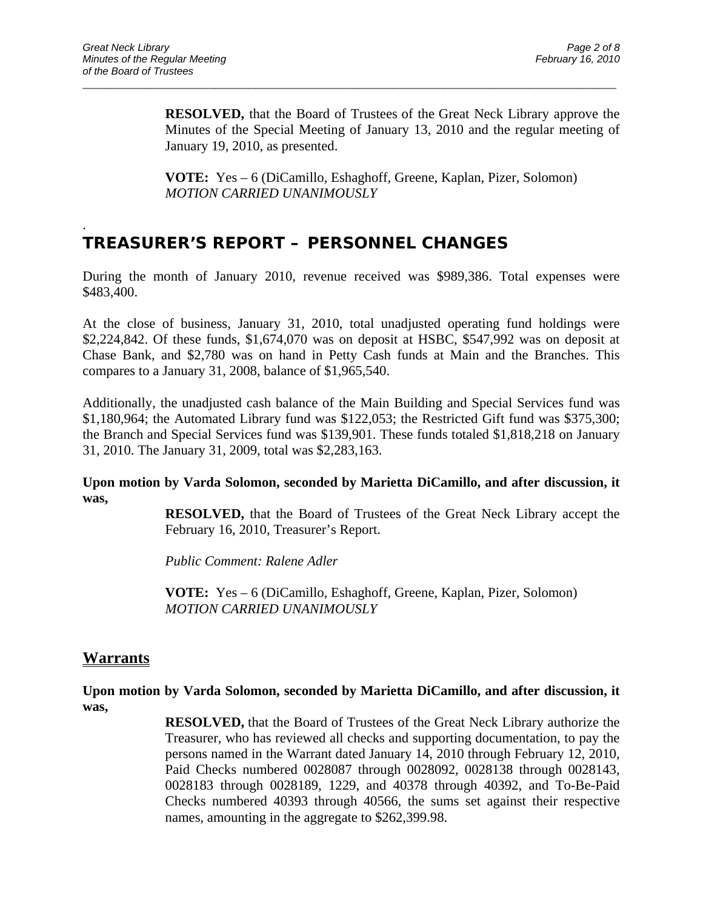**RESOLVED,** that the Board of Trustees of the Great Neck Library approve the Minutes of the Special Meeting of January 13, 2010 and the regular meeting of January 19, 2010, as presented.

**VOTE:** Yes – 6 (DiCamillo, Eshaghoff, Greene, Kaplan, Pizer, Solomon)
*MOTION CARRIED UNANIMOUSLY*

.

## TREASURER'S REPORT – PERSONNEL CHANGES

During the month of January 2010, revenue received was $989,386. Total expenses were $483,400.

At the close of business, January 31, 2010, total unadjusted operating fund holdings were $2,224,842. Of these funds, $1,674,070 was on deposit at HSBC, $547,992 was on deposit at Chase Bank, and $2,780 was on hand in Petty Cash funds at Main and the Branches. This compares to a January 31, 2008, balance of $1,965,540.

Additionally, the unadjusted cash balance of the Main Building and Special Services fund was $1,180,964; the Automated Library fund was $122,053; the Restricted Gift fund was $375,300; the Branch and Special Services fund was $139,901. These funds totaled $1,818,218 on January 31, 2010. The January 31, 2009, total was $2,283,163.

**Upon motion by Varda Solomon, seconded by Marietta DiCamillo, and after discussion, it was,**

**RESOLVED,** that the Board of Trustees of the Great Neck Library accept the February 16, 2010, Treasurer's Report.

*Public Comment: Ralene Adler*

**VOTE:** Yes – 6 (DiCamillo, Eshaghoff, Greene, Kaplan, Pizer, Solomon)
*MOTION CARRIED UNANIMOUSLY*

## Warrants

**Upon motion by Varda Solomon, seconded by Marietta DiCamillo, and after discussion, it was,**

**RESOLVED,** that the Board of Trustees of the Great Neck Library authorize the Treasurer, who has reviewed all checks and supporting documentation, to pay the persons named in the Warrant dated January 14, 2010 through February 12, 2010, Paid Checks numbered 0028087 through 0028092, 0028138 through 0028143, 0028183 through 0028189, 1229, and 40378 through 40392, and To-Be-Paid Checks numbered 40393 through 40566, the sums set against their respective names, amounting in the aggregate to $262,399.98.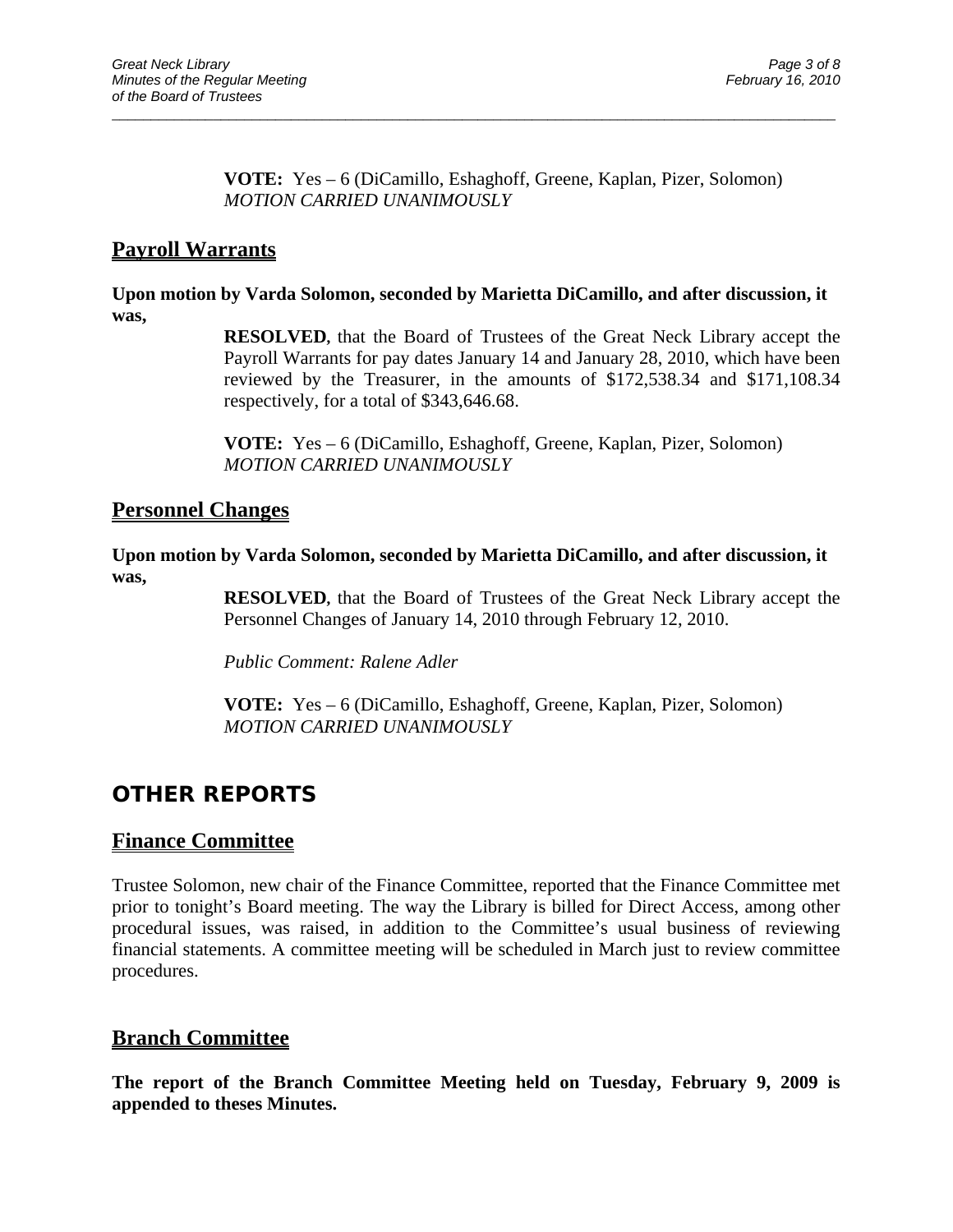**VOTE:** Yes – 6 (DiCamillo, Eshaghoff, Greene, Kaplan, Pizer, Solomon)
*MOTION CARRIED UNANIMOUSLY*

## Payroll Warrants

**Upon motion by Varda Solomon, seconded by Marietta DiCamillo, and after discussion, it was,**

**RESOLVED**, that the Board of Trustees of the Great Neck Library accept the Payroll Warrants for pay dates January 14 and January 28, 2010, which have been reviewed by the Treasurer, in the amounts of $172,538.34 and $171,108.34 respectively, for a total of $343,646.68.

**VOTE:** Yes – 6 (DiCamillo, Eshaghoff, Greene, Kaplan, Pizer, Solomon)
*MOTION CARRIED UNANIMOUSLY*

## Personnel Changes

**Upon motion by Varda Solomon, seconded by Marietta DiCamillo, and after discussion, it was,**

**RESOLVED**, that the Board of Trustees of the Great Neck Library accept the Personnel Changes of January 14, 2010 through February 12, 2010.

*Public Comment: Ralene Adler*

**VOTE:** Yes – 6 (DiCamillo, Eshaghoff, Greene, Kaplan, Pizer, Solomon)
*MOTION CARRIED UNANIMOUSLY*

# OTHER REPORTS

## Finance Committee

Trustee Solomon, new chair of the Finance Committee, reported that the Finance Committee met prior to tonight's Board meeting. The way the Library is billed for Direct Access, among other procedural issues, was raised, in addition to the Committee's usual business of reviewing financial statements. A committee meeting will be scheduled in March just to review committee procedures.

## Branch Committee

**The report of the Branch Committee Meeting held on Tuesday, February 9, 2009 is appended to theses Minutes.**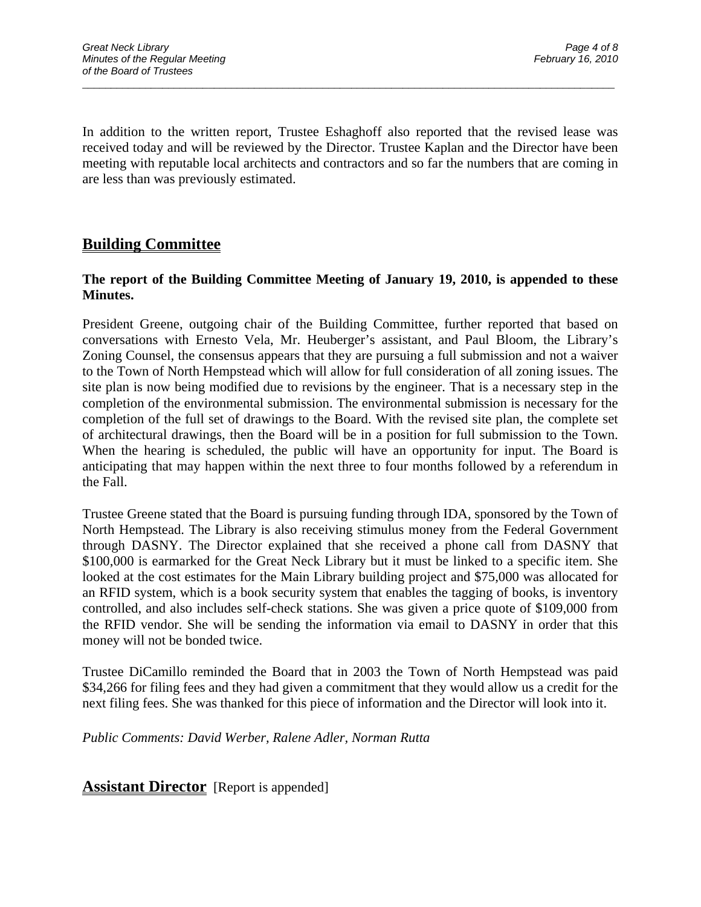In addition to the written report, Trustee Eshaghoff also reported that the revised lease was received today and will be reviewed by the Director. Trustee Kaplan and the Director have been meeting with reputable local architects and contractors and so far the numbers that are coming in are less than was previously estimated.

## Building Committee

**The report of the Building Committee Meeting of January 19, 2010, is appended to these Minutes.**

President Greene, outgoing chair of the Building Committee, further reported that based on conversations with Ernesto Vela, Mr. Heuberger's assistant, and Paul Bloom, the Library's Zoning Counsel, the consensus appears that they are pursuing a full submission and not a waiver to the Town of North Hempstead which will allow for full consideration of all zoning issues. The site plan is now being modified due to revisions by the engineer. That is a necessary step in the completion of the environmental submission. The environmental submission is necessary for the completion of the full set of drawings to the Board. With the revised site plan, the complete set of architectural drawings, then the Board will be in a position for full submission to the Town. When the hearing is scheduled, the public will have an opportunity for input. The Board is anticipating that may happen within the next three to four months followed by a referendum in the Fall.

Trustee Greene stated that the Board is pursuing funding through IDA, sponsored by the Town of North Hempstead. The Library is also receiving stimulus money from the Federal Government through DASNY. The Director explained that she received a phone call from DASNY that $100,000 is earmarked for the Great Neck Library but it must be linked to a specific item. She looked at the cost estimates for the Main Library building project and $75,000 was allocated for an RFID system, which is a book security system that enables the tagging of books, is inventory controlled, and also includes self-check stations. She was given a price quote of $109,000 from the RFID vendor. She will be sending the information via email to DASNY in order that this money will not be bonded twice.

Trustee DiCamillo reminded the Board that in 2003 the Town of North Hempstead was paid $34,266 for filing fees and they had given a commitment that they would allow us a credit for the next filing fees. She was thanked for this piece of information and the Director will look into it.

*Public Comments: David Werber, Ralene Adler, Norman Rutta*

## Assistant Director [Report is appended]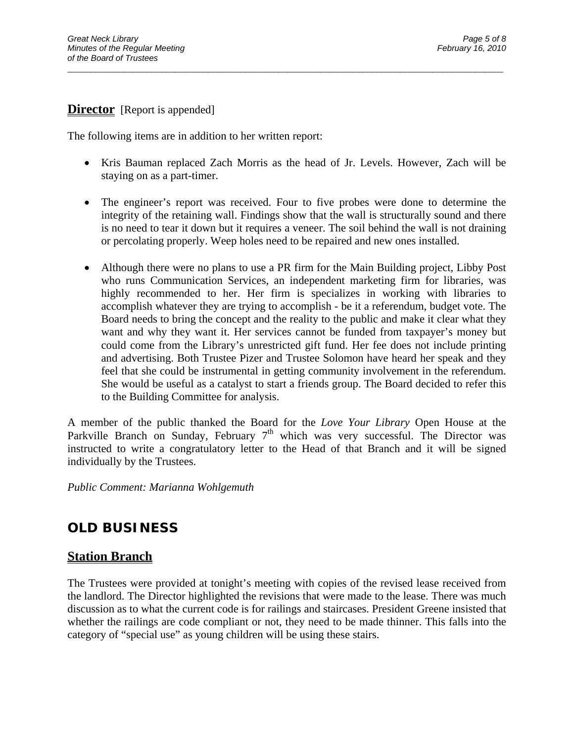## **Director** [Report is appended]

The following items are in addition to her written report:

- Kris Bauman replaced Zach Morris as the head of Jr. Levels. However, Zach will be staying on as a part-timer.

- The engineer's report was received. Four to five probes were done to determine the integrity of the retaining wall. Findings show that the wall is structurally sound and there is no need to tear it down but it requires a veneer. The soil behind the wall is not draining or percolating properly. Weep holes need to be repaired and new ones installed.

- Although there were no plans to use a PR firm for the Main Building project, Libby Post who runs Communication Services, an independent marketing firm for libraries, was highly recommended to her. Her firm is specializes in working with libraries to accomplish whatever they are trying to accomplish - be it a referendum, budget vote. The Board needs to bring the concept and the reality to the public and make it clear what they want and why they want it. Her services cannot be funded from taxpayer's money but could come from the Library's unrestricted gift fund. Her fee does not include printing and advertising. Both Trustee Pizer and Trustee Solomon have heard her speak and they feel that she could be instrumental in getting community involvement in the referendum. She would be useful as a catalyst to start a friends group. The Board decided to refer this to the Building Committee for analysis.

A member of the public thanked the Board for the *Love Your Library* Open House at the Parkville Branch on Sunday, February 7th which was very successful. The Director was instructed to write a congratulatory letter to the Head of that Branch and it will be signed individually by the Trustees.

*Public Comment: Marianna Wohlgemuth*

# OLD BUSINESS

## Station Branch

The Trustees were provided at tonight's meeting with copies of the revised lease received from the landlord. The Director highlighted the revisions that were made to the lease. There was much discussion as to what the current code is for railings and staircases. President Greene insisted that whether the railings are code compliant or not, they need to be made thinner. This falls into the category of "special use" as young children will be using these stairs.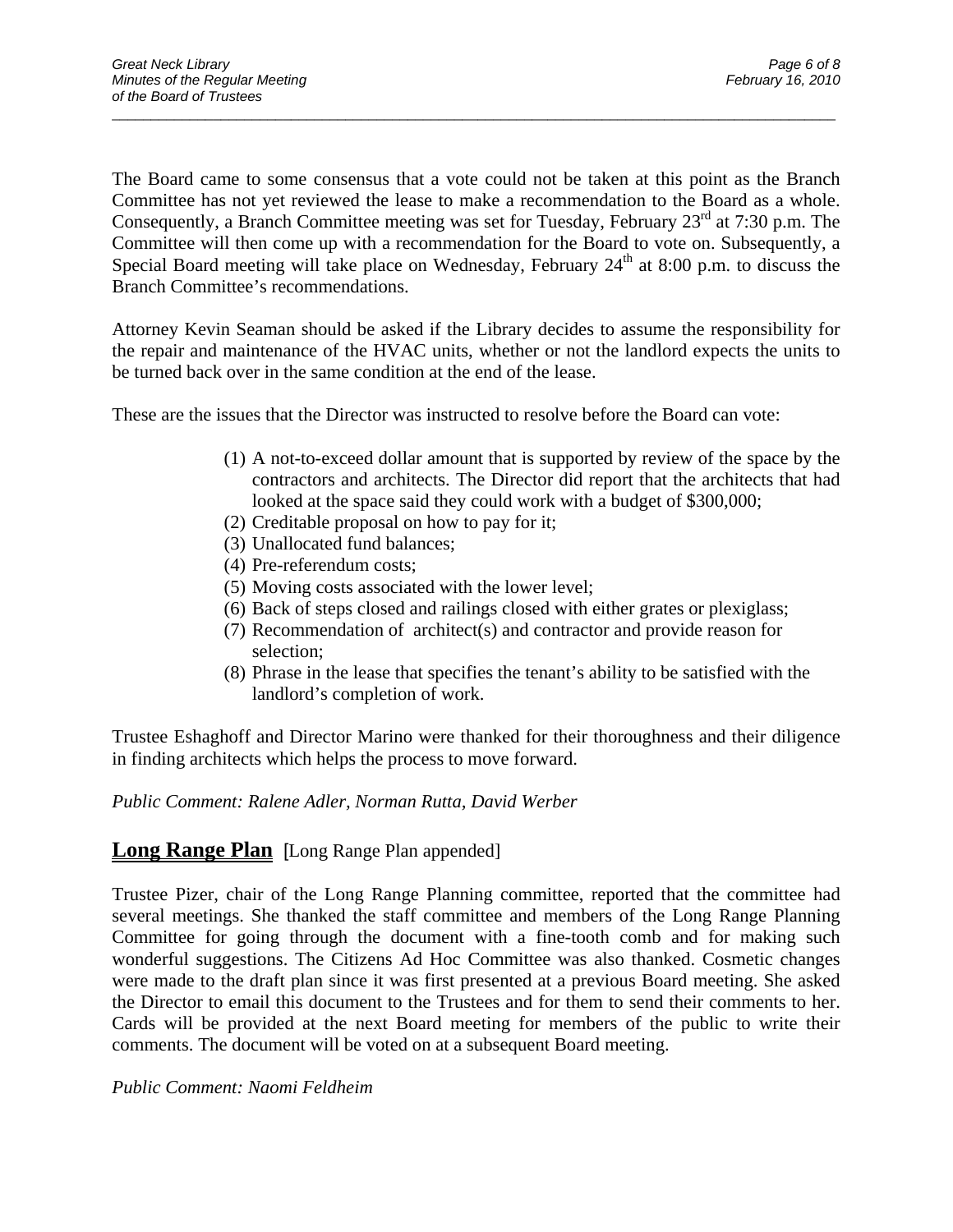The Board came to some consensus that a vote could not be taken at this point as the Branch Committee has not yet reviewed the lease to make a recommendation to the Board as a whole. Consequently, a Branch Committee meeting was set for Tuesday, February 23rd at 7:30 p.m. The Committee will then come up with a recommendation for the Board to vote on. Subsequently, a Special Board meeting will take place on Wednesday, February 24th at 8:00 p.m. to discuss the Branch Committee's recommendations.

Attorney Kevin Seaman should be asked if the Library decides to assume the responsibility for the repair and maintenance of the HVAC units, whether or not the landlord expects the units to be turned back over in the same condition at the end of the lease.

These are the issues that the Director was instructed to resolve before the Board can vote:

(1) A not-to-exceed dollar amount that is supported by review of the space by the contractors and architects. The Director did report that the architects that had looked at the space said they could work with a budget of $300,000;
(2) Creditable proposal on how to pay for it;
(3) Unallocated fund balances;
(4) Pre-referendum costs;
(5) Moving costs associated with the lower level;
(6) Back of steps closed and railings closed with either grates or plexiglass;
(7) Recommendation of architect(s) and contractor and provide reason for selection;
(8) Phrase in the lease that specifies the tenant's ability to be satisfied with the landlord's completion of work.

Trustee Eshaghoff and Director Marino were thanked for their thoroughness and their diligence in finding architects which helps the process to move forward.

*Public Comment: Ralene Adler, Norman Rutta, David Werber*

## **Long Range Plan** [Long Range Plan appended]

Trustee Pizer, chair of the Long Range Planning committee, reported that the committee had several meetings. She thanked the staff committee and members of the Long Range Planning Committee for going through the document with a fine-tooth comb and for making such wonderful suggestions. The Citizens Ad Hoc Committee was also thanked. Cosmetic changes were made to the draft plan since it was first presented at a previous Board meeting. She asked the Director to email this document to the Trustees and for them to send their comments to her. Cards will be provided at the next Board meeting for members of the public to write their comments. The document will be voted on at a subsequent Board meeting.

*Public Comment: Naomi Feldheim*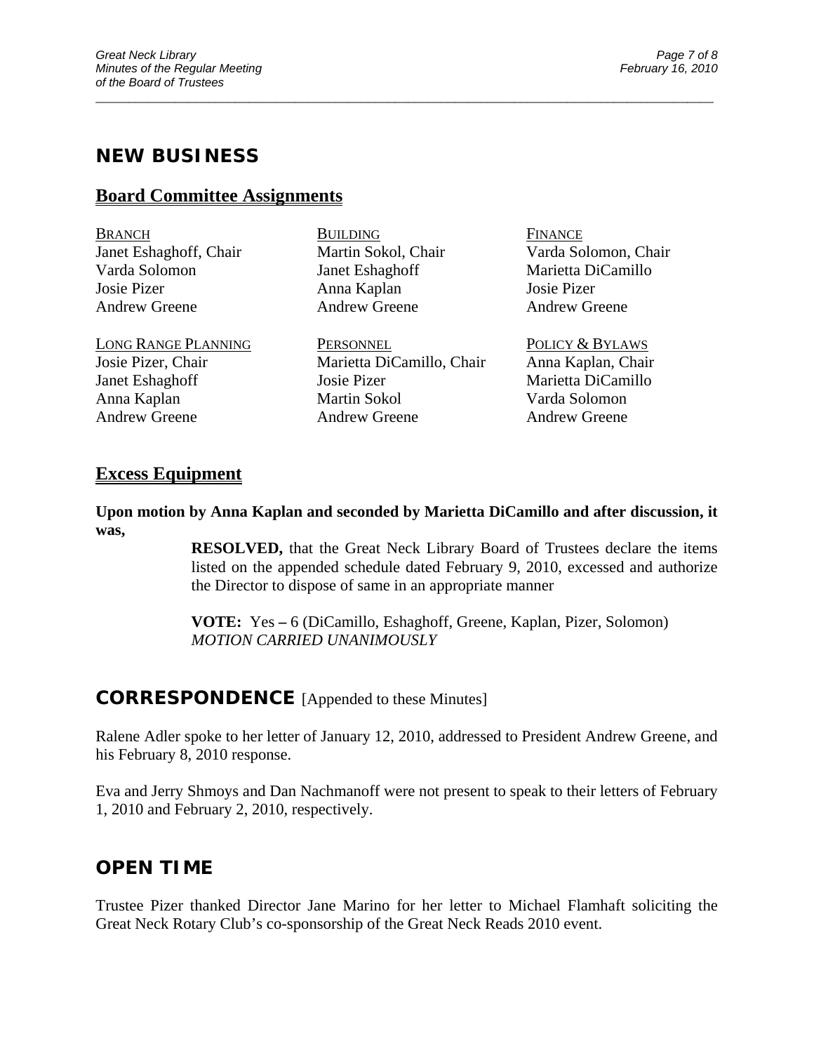## NEW BUSINESS

### Board Committee Assignments

| BRANCH | BUILDING | FINANCE |
|---|---|---|
| Janet Eshaghoff, Chair | Martin Sokol, Chair | Varda Solomon, Chair |
| Varda Solomon | Janet Eshaghoff | Marietta DiCamillo |
| Josie Pizer | Anna Kaplan | Josie Pizer |
| Andrew Greene | Andrew Greene | Andrew Greene |

| LONG RANGE PLANNING | PERSONNEL | POLICY & BYLAWS |
|---|---|---|
| Josie Pizer, Chair | Marietta DiCamillo, Chair | Anna Kaplan, Chair |
| Janet Eshaghoff | Josie Pizer | Marietta DiCamillo |
| Anna Kaplan | Martin Sokol | Varda Solomon |
| Andrew Greene | Andrew Greene | Andrew Greene |

### Excess Equipment

**Upon motion by Anna Kaplan and seconded by Marietta DiCamillo and after discussion, it was,**

> **RESOLVED,** that the Great Neck Library Board of Trustees declare the items listed on the appended schedule dated February 9, 2010, excessed and authorize the Director to dispose of same in an appropriate manner
>
> **VOTE:** Yes **–** 6 (DiCamillo, Eshaghoff, Greene, Kaplan, Pizer, Solomon)
> *MOTION CARRIED UNANIMOUSLY*

## CORRESPONDENCE [Appended to these Minutes]

Ralene Adler spoke to her letter of January 12, 2010, addressed to President Andrew Greene, and his February 8, 2010 response.

Eva and Jerry Shmoys and Dan Nachmanoff were not present to speak to their letters of February 1, 2010 and February 2, 2010, respectively.

## OPEN TIME

Trustee Pizer thanked Director Jane Marino for her letter to Michael Flamhaft soliciting the Great Neck Rotary Club's co-sponsorship of the Great Neck Reads 2010 event.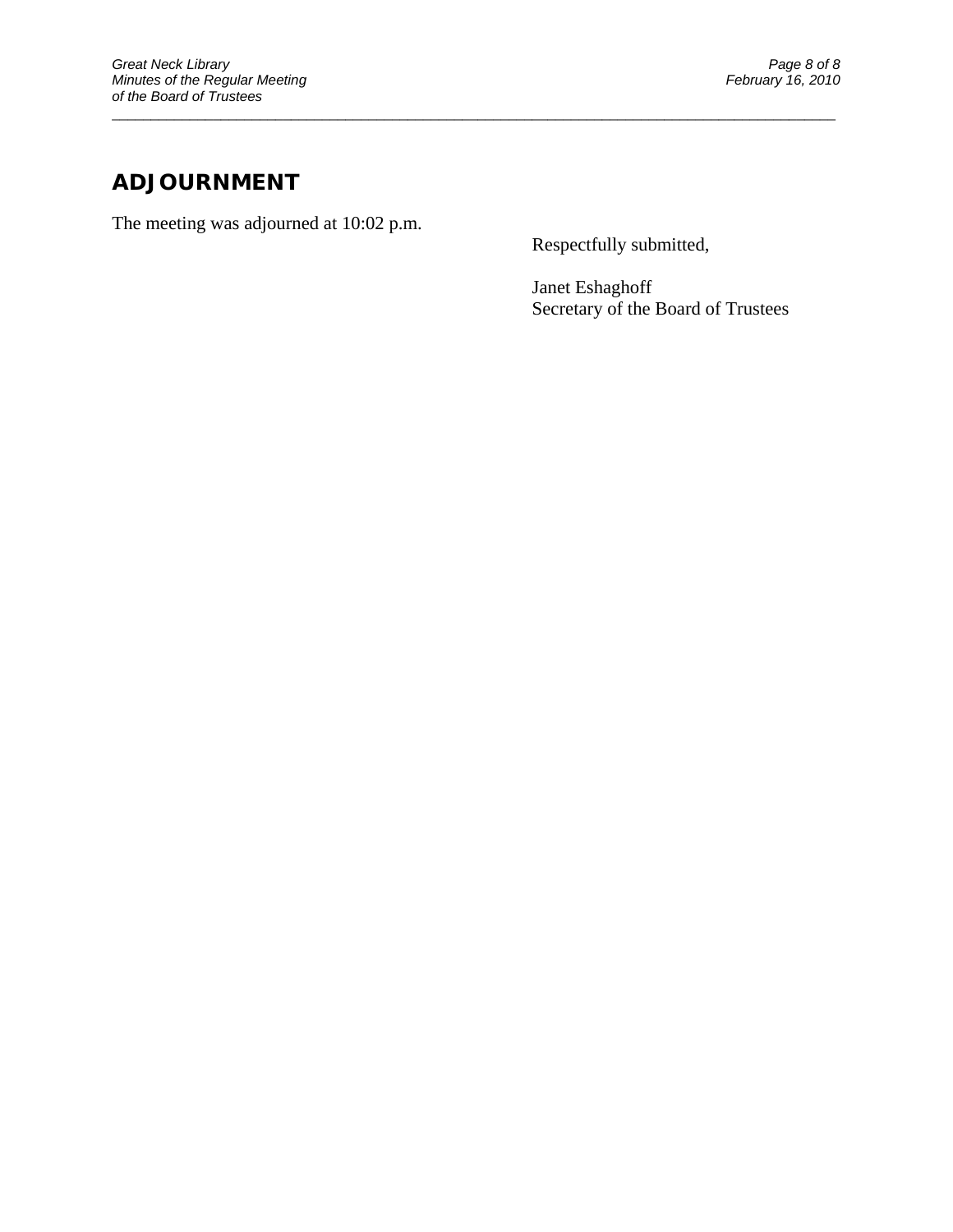## ADJOURNMENT

The meeting was adjourned at 10:02 p.m.

Respectfully submitted,

Janet Eshaghoff
Secretary of the Board of Trustees